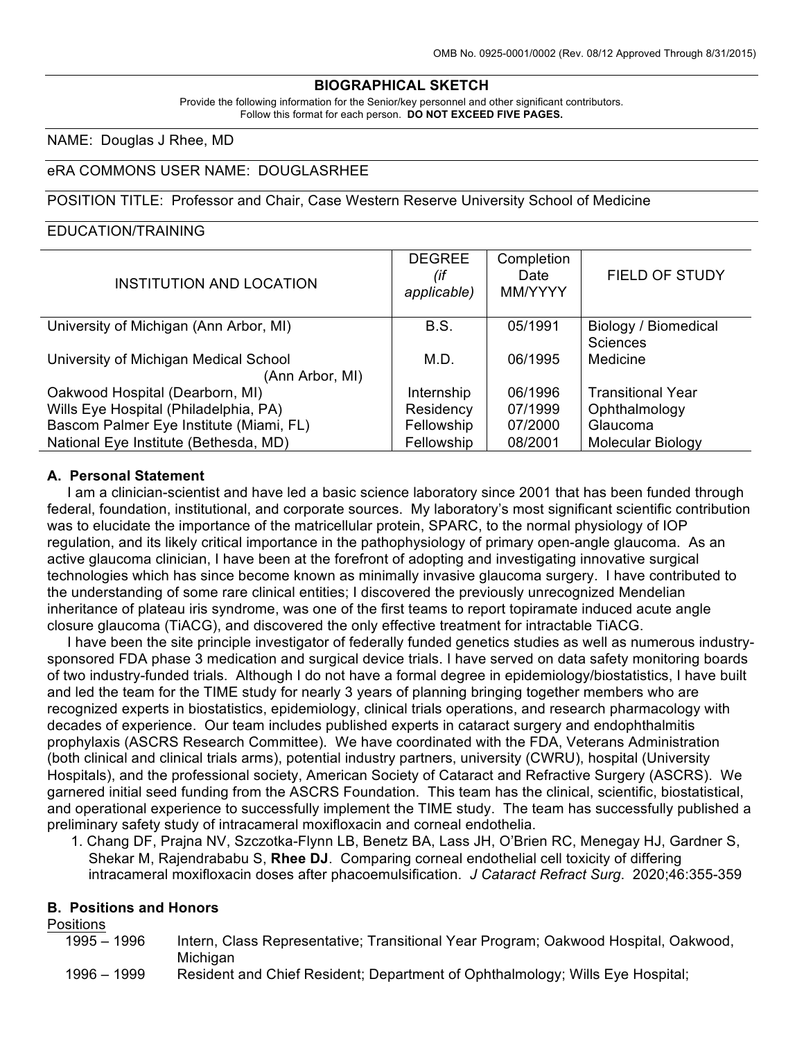OMB No. 0925-0001/0002 (Rev. 08/12 Approved Through 8/31/2015)

# BIOGRAPHICAL SKETCH

Provide the following information for the Senior/key personnel and other significant contributors.
Follow this format for each person. **DO NOT EXCEED FIVE PAGES.**

NAME: Douglas J Rhee, MD

eRA COMMONS USER NAME: DOUGLASRHEE

POSITION TITLE: Professor and Chair, Case Western Reserve University School of Medicine

EDUCATION/TRAINING

| INSTITUTION AND LOCATION | DEGREE *(if applicable)* | Completion Date MM/YYYY | FIELD OF STUDY |
|---|---|---|---|
| University of Michigan (Ann Arbor, MI) | B.S. | 05/1991 | Biology / Biomedical Sciences |
| University of Michigan Medical School (Ann Arbor, MI) | M.D. | 06/1995 | Medicine |
| Oakwood Hospital (Dearborn, MI) | Internship | 06/1996 | Transitional Year |
| Wills Eye Hospital (Philadelphia, PA) | Residency | 07/1999 | Ophthalmology |
| Bascom Palmer Eye Institute (Miami, FL) | Fellowship | 07/2000 | Glaucoma |
| National Eye Institute (Bethesda, MD) | Fellowship | 08/2001 | Molecular Biology |

## A. Personal Statement

I am a clinician-scientist and have led a basic science laboratory since 2001 that has been funded through federal, foundation, institutional, and corporate sources. My laboratory's most significant scientific contribution was to elucidate the importance of the matricellular protein, SPARC, to the normal physiology of IOP regulation, and its likely critical importance in the pathophysiology of primary open-angle glaucoma. As an active glaucoma clinician, I have been at the forefront of adopting and investigating innovative surgical technologies which has since become known as minimally invasive glaucoma surgery. I have contributed to the understanding of some rare clinical entities; I discovered the previously unrecognized Mendelian inheritance of plateau iris syndrome, was one of the first teams to report topiramate induced acute angle closure glaucoma (TiACG), and discovered the only effective treatment for intractable TiACG.

I have been the site principle investigator of federally funded genetics studies as well as numerous industry-sponsored FDA phase 3 medication and surgical device trials. I have served on data safety monitoring boards of two industry-funded trials. Although I do not have a formal degree in epidemiology/biostatistics, I have built and led the team for the TIME study for nearly 3 years of planning bringing together members who are recognized experts in biostatistics, epidemiology, clinical trials operations, and research pharmacology with decades of experience. Our team includes published experts in cataract surgery and endophthalmitis prophylaxis (ASCRS Research Committee). We have coordinated with the FDA, Veterans Administration (both clinical and clinical trials arms), potential industry partners, university (CWRU), hospital (University Hospitals), and the professional society, American Society of Cataract and Refractive Surgery (ASCRS). We garnered initial seed funding from the ASCRS Foundation. This team has the clinical, scientific, biostatistical, and operational experience to successfully implement the TIME study. The team has successfully published a preliminary safety study of intracameral moxifloxacin and corneal endothelia.

1. Chang DF, Prajna NV, Szczotka-Flynn LB, Benetz BA, Lass JH, O'Brien RC, Menegay HJ, Gardner S, Shekar M, Rajendrababu S, **Rhee DJ**. Comparing corneal endothelial cell toxicity of differing intracameral moxifloxacin doses after phacoemulsification. *J Cataract Refract Surg*. 2020;46:355-359

## B. Positions and Honors

Positions

| | |
|---|---|
| 1995 – 1996 | Intern, Class Representative; Transitional Year Program; Oakwood Hospital, Oakwood, Michigan |
| 1996 – 1999 | Resident and Chief Resident; Department of Ophthalmology; Wills Eye Hospital; |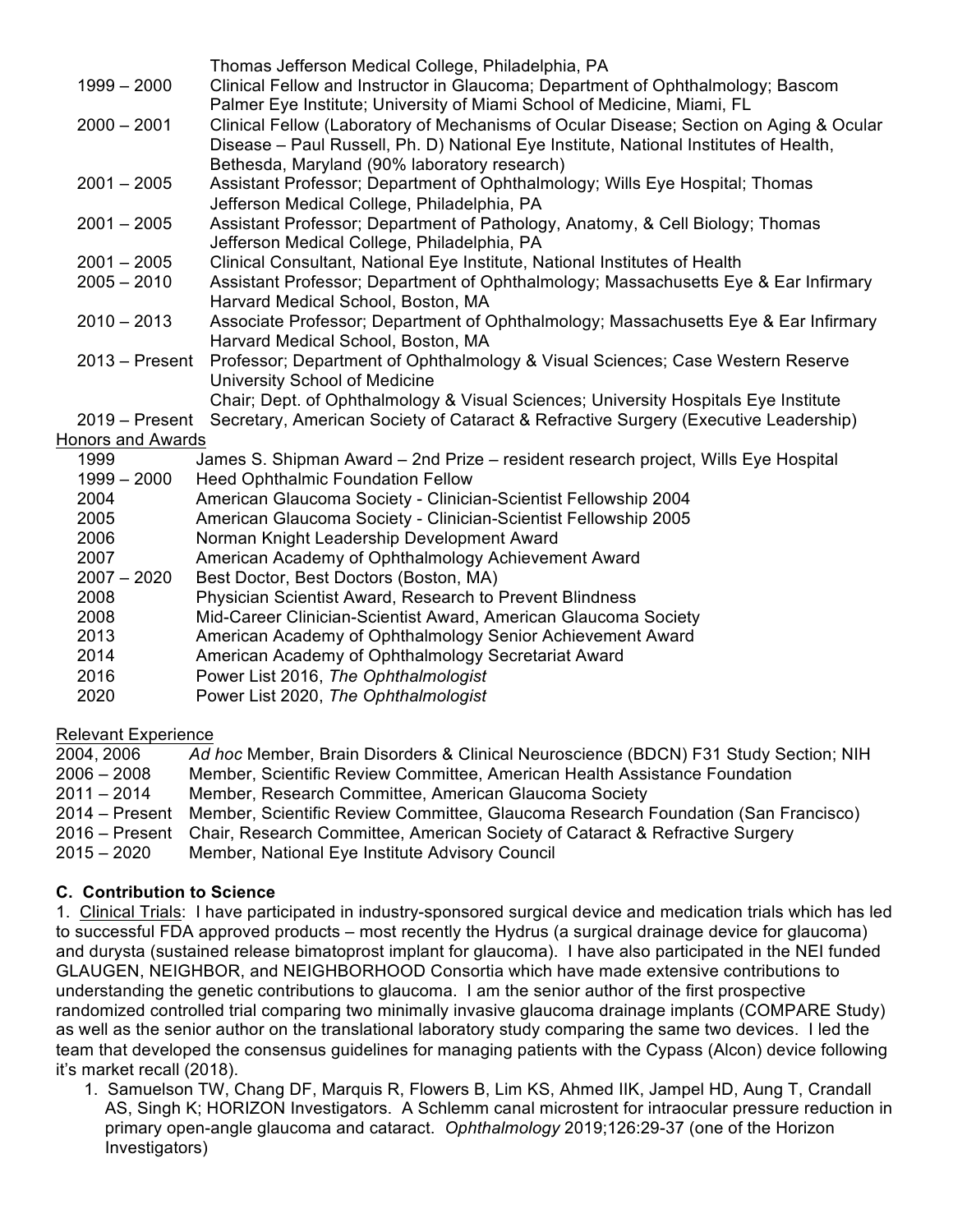| | |
|---|---|
| | Thomas Jefferson Medical College, Philadelphia, PA |
| 1999 – 2000 | Clinical Fellow and Instructor in Glaucoma; Department of Ophthalmology; Bascom Palmer Eye Institute; University of Miami School of Medicine, Miami, FL |
| 2000 – 2001 | Clinical Fellow (Laboratory of Mechanisms of Ocular Disease; Section on Aging & Ocular Disease – Paul Russell, Ph. D) National Eye Institute, National Institutes of Health, Bethesda, Maryland (90% laboratory research) |
| 2001 – 2005 | Assistant Professor; Department of Ophthalmology; Wills Eye Hospital; Thomas Jefferson Medical College, Philadelphia, PA |
| 2001 – 2005 | Assistant Professor; Department of Pathology, Anatomy, & Cell Biology; Thomas Jefferson Medical College, Philadelphia, PA |
| 2001 – 2005 | Clinical Consultant, National Eye Institute, National Institutes of Health |
| 2005 – 2010 | Assistant Professor; Department of Ophthalmology; Massachusetts Eye & Ear Infirmary Harvard Medical School, Boston, MA |
| 2010 – 2013 | Associate Professor; Department of Ophthalmology; Massachusetts Eye & Ear Infirmary Harvard Medical School, Boston, MA |
| 2013 – Present | Professor; Department of Ophthalmology & Visual Sciences; Case Western Reserve University School of Medicine<br>Chair; Dept. of Ophthalmology & Visual Sciences; University Hospitals Eye Institute |
| 2019 – Present | Secretary, American Society of Cataract & Refractive Surgery (Executive Leadership) |

Honors and Awards

| | |
|---|---|
| 1999 | James S. Shipman Award – 2nd Prize – resident research project, Wills Eye Hospital |
| 1999 – 2000 | Heed Ophthalmic Foundation Fellow |
| 2004 | American Glaucoma Society - Clinician-Scientist Fellowship 2004 |
| 2005 | American Glaucoma Society - Clinician-Scientist Fellowship 2005 |
| 2006 | Norman Knight Leadership Development Award |
| 2007 | American Academy of Ophthalmology Achievement Award |
| 2007 – 2020 | Best Doctor, Best Doctors (Boston, MA) |
| 2008 | Physician Scientist Award, Research to Prevent Blindness |
| 2008 | Mid-Career Clinician-Scientist Award, American Glaucoma Society |
| 2013 | American Academy of Ophthalmology Senior Achievement Award |
| 2014 | American Academy of Ophthalmology Secretariat Award |
| 2016 | Power List 2016, *The Ophthalmologist* |
| 2020 | Power List 2020, *The Ophthalmologist* |

Relevant Experience

| | |
|---|---|
| 2004, 2006 | *Ad hoc* Member, Brain Disorders & Clinical Neuroscience (BDCN) F31 Study Section; NIH |
| 2006 – 2008 | Member, Scientific Review Committee, American Health Assistance Foundation |
| 2011 – 2014 | Member, Research Committee, American Glaucoma Society |
| 2014 – Present | Member, Scientific Review Committee, Glaucoma Research Foundation (San Francisco) |
| 2016 – Present | Chair, Research Committee, American Society of Cataract & Refractive Surgery |
| 2015 – 2020 | Member, National Eye Institute Advisory Council |

### C. Contribution to Science

1. Clinical Trials: I have participated in industry-sponsored surgical device and medication trials which has led to successful FDA approved products – most recently the Hydrus (a surgical drainage device for glaucoma) and durysta (sustained release bimatoprost implant for glaucoma). I have also participated in the NEI funded GLAUGEN, NEIGHBOR, and NEIGHBORHOOD Consortia which have made extensive contributions to understanding the genetic contributions to glaucoma. I am the senior author of the first prospective randomized controlled trial comparing two minimally invasive glaucoma drainage implants (COMPARE Study) as well as the senior author on the translational laboratory study comparing the same two devices. I led the team that developed the consensus guidelines for managing patients with the Cypass (Alcon) device following it's market recall (2018).

    1. Samuelson TW, Chang DF, Marquis R, Flowers B, Lim KS, Ahmed IIK, Jampel HD, Aung T, Crandall AS, Singh K; HORIZON Investigators. A Schlemm canal microstent for intraocular pressure reduction in primary open-angle glaucoma and cataract. *Ophthalmology* 2019;126:29-37 (one of the Horizon Investigators)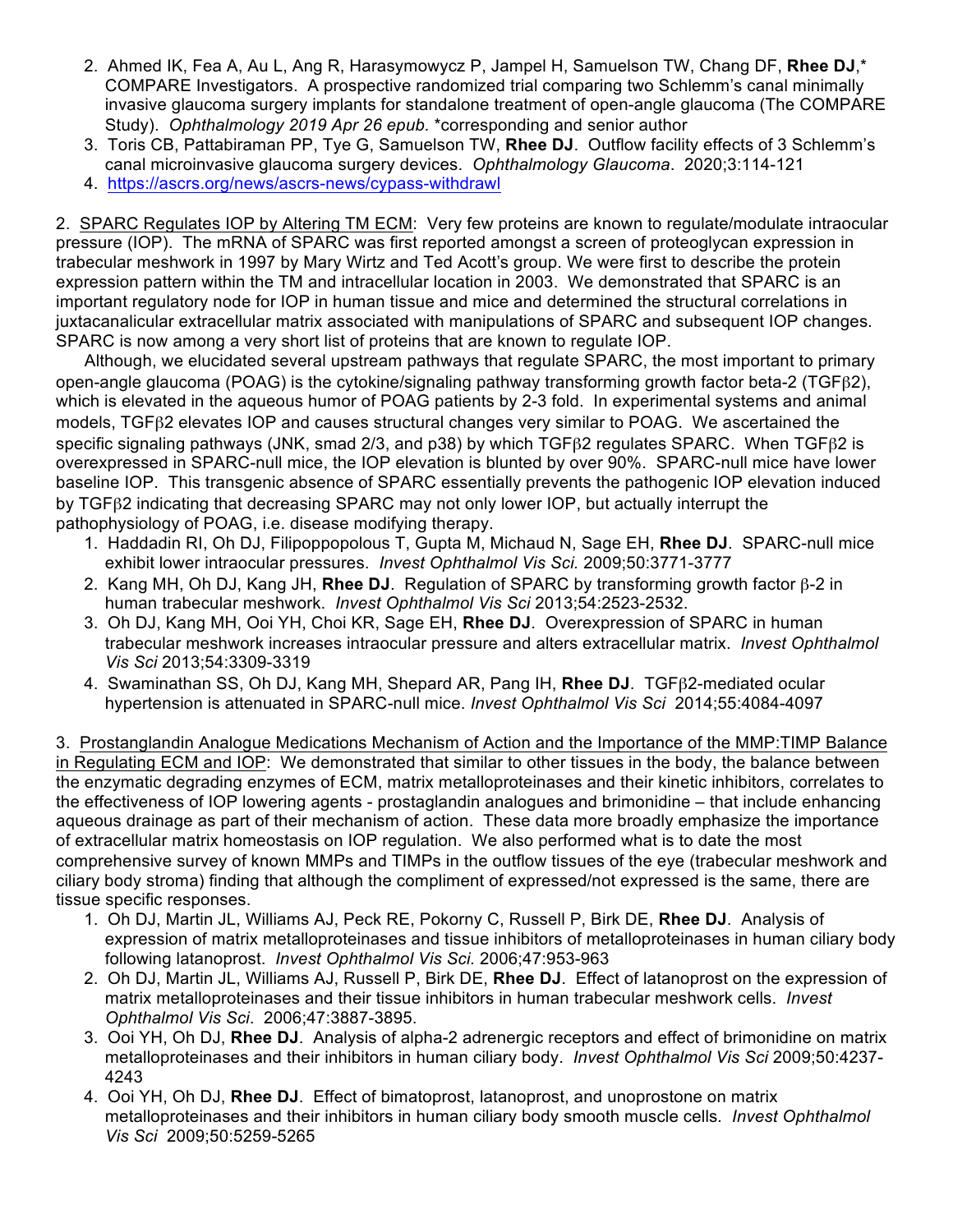2. Ahmed IK, Fea A, Au L, Ang R, Harasymowycz P, Jampel H, Samuelson TW, Chang DF, **Rhee DJ**,* COMPARE Investigators. A prospective randomized trial comparing two Schlemm's canal minimally invasive glaucoma surgery implants for standalone treatment of open-angle glaucoma (The COMPARE Study). *Ophthalmology 2019 Apr 26 epub.* *corresponding and senior author
3. Toris CB, Pattabiraman PP, Tye G, Samuelson TW, **Rhee DJ**. Outflow facility effects of 3 Schlemm's canal microinvasive glaucoma surgery devices. *Ophthalmology Glaucoma*. 2020;3:114-121
4. https://ascrs.org/news/ascrs-news/cypass-withdrawl

2. <u>SPARC Regulates IOP by Altering TM ECM</u>: Very few proteins are known to regulate/modulate intraocular pressure (IOP). The mRNA of SPARC was first reported amongst a screen of proteoglycan expression in trabecular meshwork in 1997 by Mary Wirtz and Ted Acott's group. We were first to describe the protein expression pattern within the TM and intracellular location in 2003. We demonstrated that SPARC is an important regulatory node for IOP in human tissue and mice and determined the structural correlations in juxtacanalicular extracellular matrix associated with manipulations of SPARC and subsequent IOP changes. SPARC is now among a very short list of proteins that are known to regulate IOP.

Although, we elucidated several upstream pathways that regulate SPARC, the most important to primary open-angle glaucoma (POAG) is the cytokine/signaling pathway transforming growth factor beta-2 (TGFβ2), which is elevated in the aqueous humor of POAG patients by 2-3 fold. In experimental systems and animal models, TGFβ2 elevates IOP and causes structural changes very similar to POAG. We ascertained the specific signaling pathways (JNK, smad 2/3, and p38) by which TGFβ2 regulates SPARC. When TGFβ2 is overexpressed in SPARC-null mice, the IOP elevation is blunted by over 90%. SPARC-null mice have lower baseline IOP. This transgenic absence of SPARC essentially prevents the pathogenic IOP elevation induced by TGFβ2 indicating that decreasing SPARC may not only lower IOP, but actually interrupt the pathophysiology of POAG, i.e. disease modifying therapy.

1. Haddadin RI, Oh DJ, Filipoppopolous T, Gupta M, Michaud N, Sage EH, **Rhee DJ**. SPARC-null mice exhibit lower intraocular pressures. *Invest Ophthalmol Vis Sci.* 2009;50:3771-3777
2. Kang MH, Oh DJ, Kang JH, **Rhee DJ**. Regulation of SPARC by transforming growth factor β-2 in human trabecular meshwork. *Invest Ophthalmol Vis Sci* 2013;54:2523-2532.
3. Oh DJ, Kang MH, Ooi YH, Choi KR, Sage EH, **Rhee DJ**. Overexpression of SPARC in human trabecular meshwork increases intraocular pressure and alters extracellular matrix. *Invest Ophthalmol Vis Sci* 2013;54:3309-3319
4. Swaminathan SS, Oh DJ, Kang MH, Shepard AR, Pang IH, **Rhee DJ**. TGFβ2-mediated ocular hypertension is attenuated in SPARC-null mice. *Invest Ophthalmol Vis Sci* 2014;55:4084-4097

3. <u>Prostanglandin Analogue Medications Mechanism of Action and the Importance of the MMP:TIMP Balance in Regulating ECM and IOP</u>: We demonstrated that similar to other tissues in the body, the balance between the enzymatic degrading enzymes of ECM, matrix metalloproteinases and their kinetic inhibitors, correlates to the effectiveness of IOP lowering agents - prostaglandin analogues and brimonidine – that include enhancing aqueous drainage as part of their mechanism of action. These data more broadly emphasize the importance of extracellular matrix homeostasis on IOP regulation. We also performed what is to date the most comprehensive survey of known MMPs and TIMPs in the outflow tissues of the eye (trabecular meshwork and ciliary body stroma) finding that although the compliment of expressed/not expressed is the same, there are tissue specific responses.

1. Oh DJ, Martin JL, Williams AJ, Peck RE, Pokorny C, Russell P, Birk DE, **Rhee DJ**. Analysis of expression of matrix metalloproteinases and tissue inhibitors of metalloproteinases in human ciliary body following latanoprost. *Invest Ophthalmol Vis Sci.* 2006;47:953-963
2. Oh DJ, Martin JL, Williams AJ, Russell P, Birk DE, **Rhee DJ**. Effect of latanoprost on the expression of matrix metalloproteinases and their tissue inhibitors in human trabecular meshwork cells. *Invest Ophthalmol Vis Sci*. 2006;47:3887-3895.
3. Ooi YH, Oh DJ, **Rhee DJ**. Analysis of alpha-2 adrenergic receptors and effect of brimonidine on matrix metalloproteinases and their inhibitors in human ciliary body. *Invest Ophthalmol Vis Sci* 2009;50:4237-4243
4. Ooi YH, Oh DJ, **Rhee DJ**. Effect of bimatoprost, latanoprost, and unoprostone on matrix metalloproteinases and their inhibitors in human ciliary body smooth muscle cells. *Invest Ophthalmol Vis Sci* 2009;50:5259-5265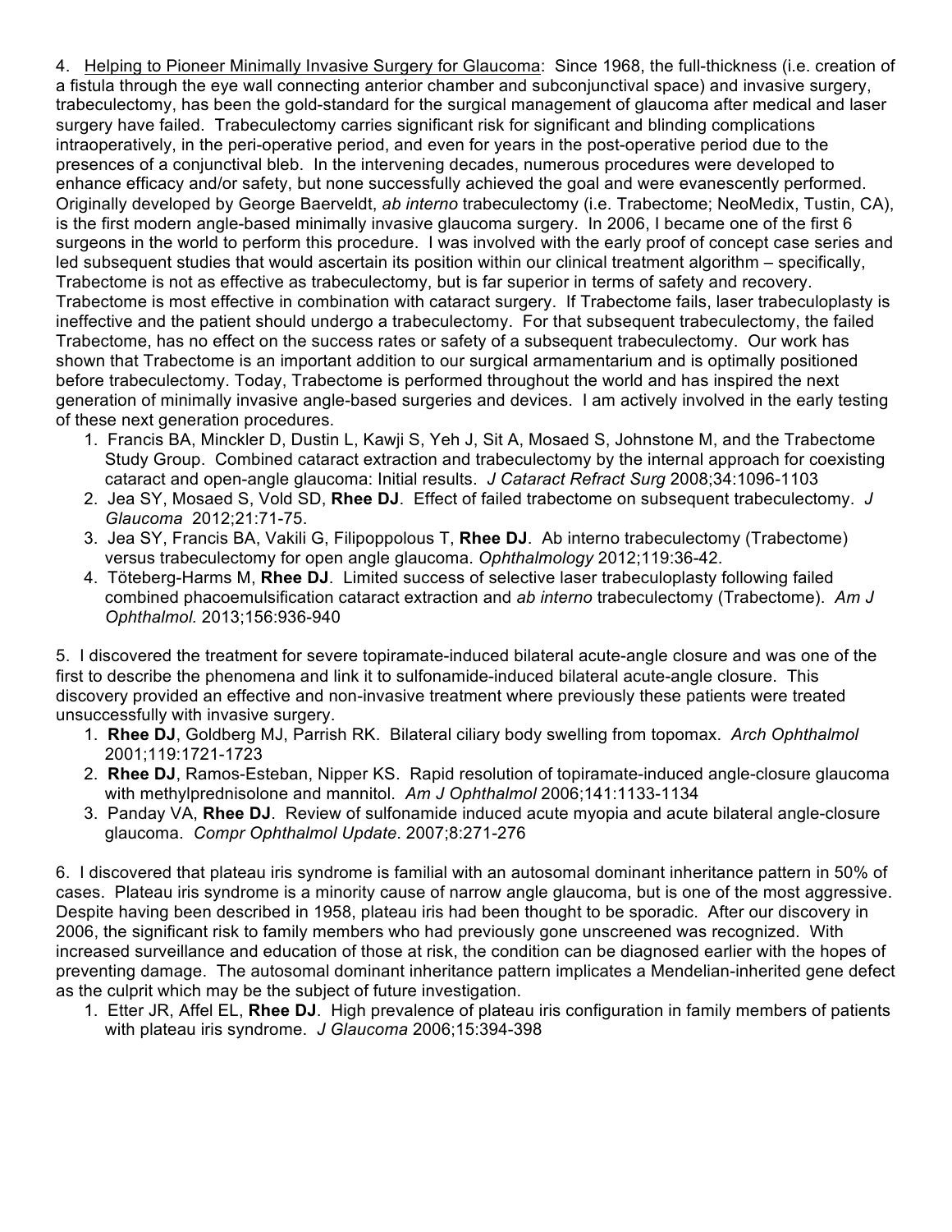4. Helping to Pioneer Minimally Invasive Surgery for Glaucoma: Since 1968, the full-thickness (i.e. creation of a fistula through the eye wall connecting anterior chamber and subconjunctival space) and invasive surgery, trabeculectomy, has been the gold-standard for the surgical management of glaucoma after medical and laser surgery have failed. Trabeculectomy carries significant risk for significant and blinding complications intraoperatively, in the peri-operative period, and even for years in the post-operative period due to the presences of a conjunctival bleb. In the intervening decades, numerous procedures were developed to enhance efficacy and/or safety, but none successfully achieved the goal and were evanescently performed. Originally developed by George Baerveldt, *ab interno* trabeculectomy (i.e. Trabectome; NeoMedix, Tustin, CA), is the first modern angle-based minimally invasive glaucoma surgery. In 2006, I became one of the first 6 surgeons in the world to perform this procedure. I was involved with the early proof of concept case series and led subsequent studies that would ascertain its position within our clinical treatment algorithm – specifically, Trabectome is not as effective as trabeculectomy, but is far superior in terms of safety and recovery. Trabectome is most effective in combination with cataract surgery. If Trabectome fails, laser trabeculoplasty is ineffective and the patient should undergo a trabeculectomy. For that subsequent trabeculectomy, the failed Trabectome, has no effect on the success rates or safety of a subsequent trabeculectomy. Our work has shown that Trabectome is an important addition to our surgical armamentarium and is optimally positioned before trabeculectomy. Today, Trabectome is performed throughout the world and has inspired the next generation of minimally invasive angle-based surgeries and devices. I am actively involved in the early testing of these next generation procedures.

1. Francis BA, Minckler D, Dustin L, Kawji S, Yeh J, Sit A, Mosaed S, Johnstone M, and the Trabectome Study Group. Combined cataract extraction and trabeculectomy by the internal approach for coexisting cataract and open-angle glaucoma: Initial results. *J Cataract Refract Surg* 2008;34:1096-1103
2. Jea SY, Mosaed S, Vold SD, **Rhee DJ**. Effect of failed trabectome on subsequent trabeculectomy. *J Glaucoma* 2012;21:71-75.
3. Jea SY, Francis BA, Vakili G, Filipoppolous T, **Rhee DJ**. Ab interno trabeculectomy (Trabectome) versus trabeculectomy for open angle glaucoma. *Ophthalmology* 2012;119:36-42.
4. Töteberg-Harms M, **Rhee DJ**. Limited success of selective laser trabeculoplasty following failed combined phacoemulsification cataract extraction and *ab interno* trabeculectomy (Trabectome). *Am J Ophthalmol.* 2013;156:936-940

5. I discovered the treatment for severe topiramate-induced bilateral acute-angle closure and was one of the first to describe the phenomena and link it to sulfonamide-induced bilateral acute-angle closure. This discovery provided an effective and non-invasive treatment where previously these patients were treated unsuccessfully with invasive surgery.

1. **Rhee DJ**, Goldberg MJ, Parrish RK. Bilateral ciliary body swelling from topomax. *Arch Ophthalmol* 2001;119:1721-1723
2. **Rhee DJ**, Ramos-Esteban, Nipper KS. Rapid resolution of topiramate-induced angle-closure glaucoma with methylprednisolone and mannitol. *Am J Ophthalmol* 2006;141:1133-1134
3. Panday VA, **Rhee DJ**. Review of sulfonamide induced acute myopia and acute bilateral angle-closure glaucoma. *Compr Ophthalmol Update*. 2007;8:271-276

6. I discovered that plateau iris syndrome is familial with an autosomal dominant inheritance pattern in 50% of cases. Plateau iris syndrome is a minority cause of narrow angle glaucoma, but is one of the most aggressive. Despite having been described in 1958, plateau iris had been thought to be sporadic. After our discovery in 2006, the significant risk to family members who had previously gone unscreened was recognized. With increased surveillance and education of those at risk, the condition can be diagnosed earlier with the hopes of preventing damage. The autosomal dominant inheritance pattern implicates a Mendelian-inherited gene defect as the culprit which may be the subject of future investigation.

1. Etter JR, Affel EL, **Rhee DJ**. High prevalence of plateau iris configuration in family members of patients with plateau iris syndrome. *J Glaucoma* 2006;15:394-398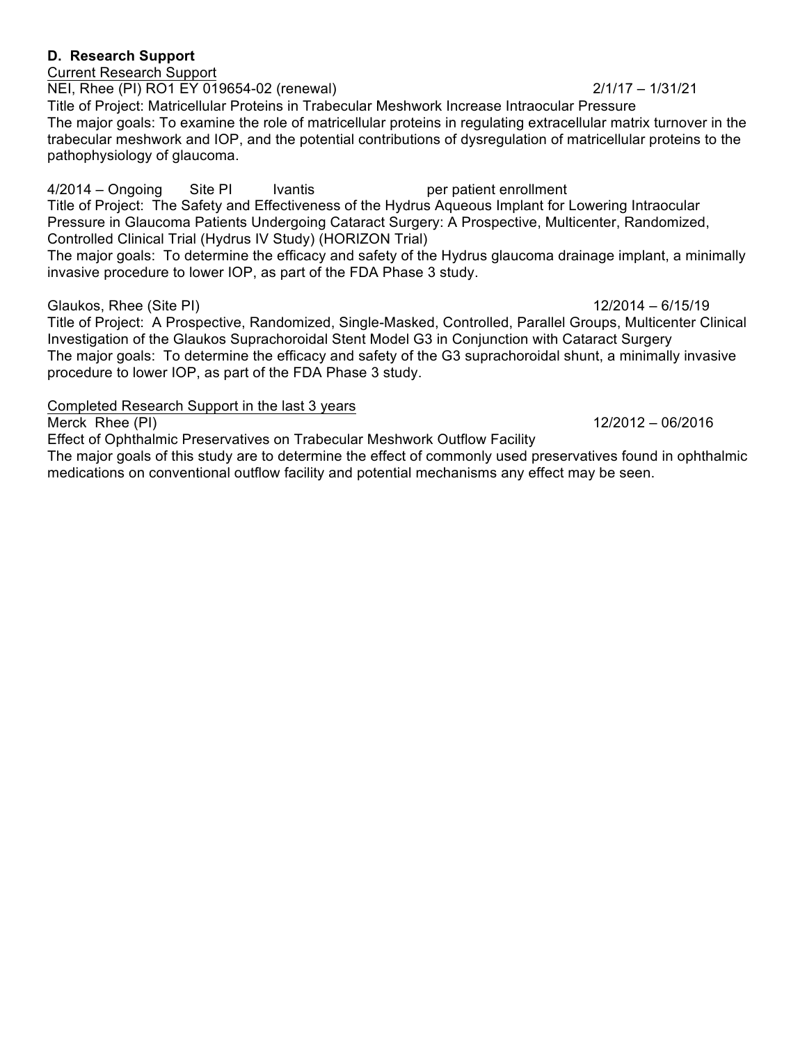**D. Research Support**

Current Research Support

NEI, Rhee (PI) RO1 EY 019654-02 (renewal) 2/1/17 – 1/31/21

Title of Project: Matricellular Proteins in Trabecular Meshwork Increase Intraocular Pressure

The major goals: To examine the role of matricellular proteins in regulating extracellular matrix turnover in the trabecular meshwork and IOP, and the potential contributions of dysregulation of matricellular proteins to the pathophysiology of glaucoma.

4/2014 – Ongoing Site PI Ivantis per patient enrollment

Title of Project: The Safety and Effectiveness of the Hydrus Aqueous Implant for Lowering Intraocular Pressure in Glaucoma Patients Undergoing Cataract Surgery: A Prospective, Multicenter, Randomized, Controlled Clinical Trial (Hydrus IV Study) (HORIZON Trial)

The major goals: To determine the efficacy and safety of the Hydrus glaucoma drainage implant, a minimally invasive procedure to lower IOP, as part of the FDA Phase 3 study.

Glaukos, Rhee (Site PI) 12/2014 – 6/15/19

Title of Project: A Prospective, Randomized, Single-Masked, Controlled, Parallel Groups, Multicenter Clinical Investigation of the Glaukos Suprachoroidal Stent Model G3 in Conjunction with Cataract Surgery

The major goals: To determine the efficacy and safety of the G3 suprachoroidal shunt, a minimally invasive procedure to lower IOP, as part of the FDA Phase 3 study.

Completed Research Support in the last 3 years

Merck Rhee (PI) 12/2012 – 06/2016

Effect of Ophthalmic Preservatives on Trabecular Meshwork Outflow Facility

The major goals of this study are to determine the effect of commonly used preservatives found in ophthalmic medications on conventional outflow facility and potential mechanisms any effect may be seen.